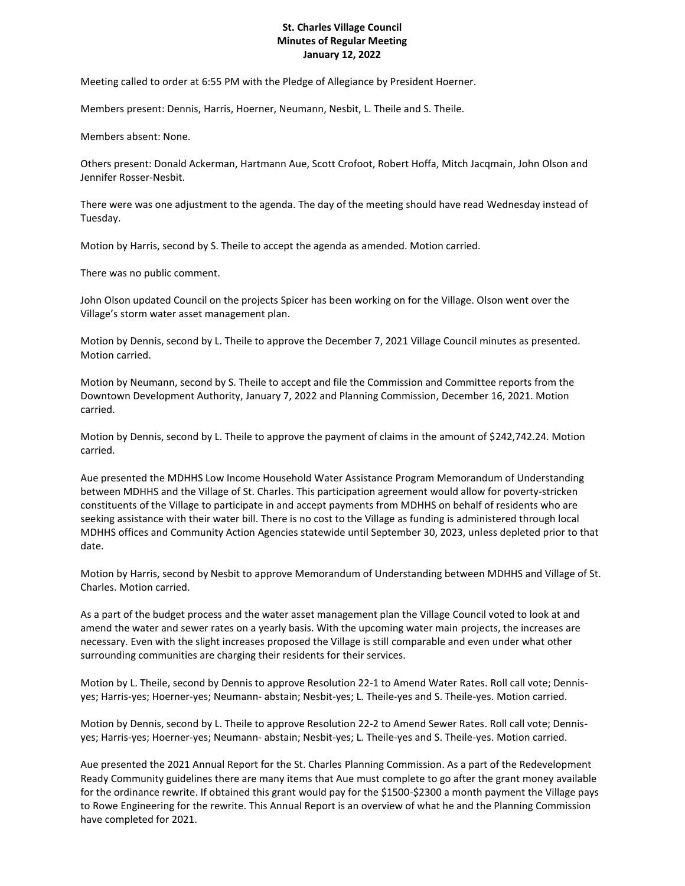# St. Charles Village Council
## Minutes of Regular Meeting
## January 12, 2022

Meeting called to order at 6:55 PM with the Pledge of Allegiance by President Hoerner.

Members present: Dennis, Harris, Hoerner, Neumann, Nesbit, L. Theile and S. Theile.

Members absent: None.

Others present: Donald Ackerman, Hartmann Aue, Scott Crofoot, Robert Hoffa, Mitch Jacqmain, John Olson and Jennifer Rosser-Nesbit.

There were was one adjustment to the agenda. The day of the meeting should have read Wednesday instead of Tuesday.

Motion by Harris, second by S. Theile to accept the agenda as amended. Motion carried.

There was no public comment.

John Olson updated Council on the projects Spicer has been working on for the Village. Olson went over the Village's storm water asset management plan.

Motion by Dennis, second by L. Theile to approve the December 7, 2021 Village Council minutes as presented. Motion carried.

Motion by Neumann, second by S. Theile to accept and file the Commission and Committee reports from the Downtown Development Authority, January 7, 2022 and Planning Commission, December 16, 2021. Motion carried.

Motion by Dennis, second by L. Theile to approve the payment of claims in the amount of $242,742.24. Motion carried.

Aue presented the MDHHS Low Income Household Water Assistance Program Memorandum of Understanding between MDHHS and the Village of St. Charles. This participation agreement would allow for poverty-stricken constituents of the Village to participate in and accept payments from MDHHS on behalf of residents who are seeking assistance with their water bill. There is no cost to the Village as funding is administered through local MDHHS offices and Community Action Agencies statewide until September 30, 2023, unless depleted prior to that date.

Motion by Harris, second by Nesbit to approve Memorandum of Understanding between MDHHS and Village of St. Charles. Motion carried.

As a part of the budget process and the water asset management plan the Village Council voted to look at and amend the water and sewer rates on a yearly basis. With the upcoming water main projects, the increases are necessary. Even with the slight increases proposed the Village is still comparable and even under what other surrounding communities are charging their residents for their services.

Motion by L. Theile, second by Dennis to approve Resolution 22-1 to Amend Water Rates. Roll call vote; Dennis-yes; Harris-yes; Hoerner-yes; Neumann- abstain; Nesbit-yes; L. Theile-yes and S. Theile-yes. Motion carried.

Motion by Dennis, second by L. Theile to approve Resolution 22-2 to Amend Sewer Rates. Roll call vote; Dennis-yes; Harris-yes; Hoerner-yes; Neumann- abstain; Nesbit-yes; L. Theile-yes and S. Theile-yes. Motion carried.

Aue presented the 2021 Annual Report for the St. Charles Planning Commission. As a part of the Redevelopment Ready Community guidelines there are many items that Aue must complete to go after the grant money available for the ordinance rewrite. If obtained this grant would pay for the $1500-$2300 a month payment the Village pays to Rowe Engineering for the rewrite. This Annual Report is an overview of what he and the Planning Commission have completed for 2021.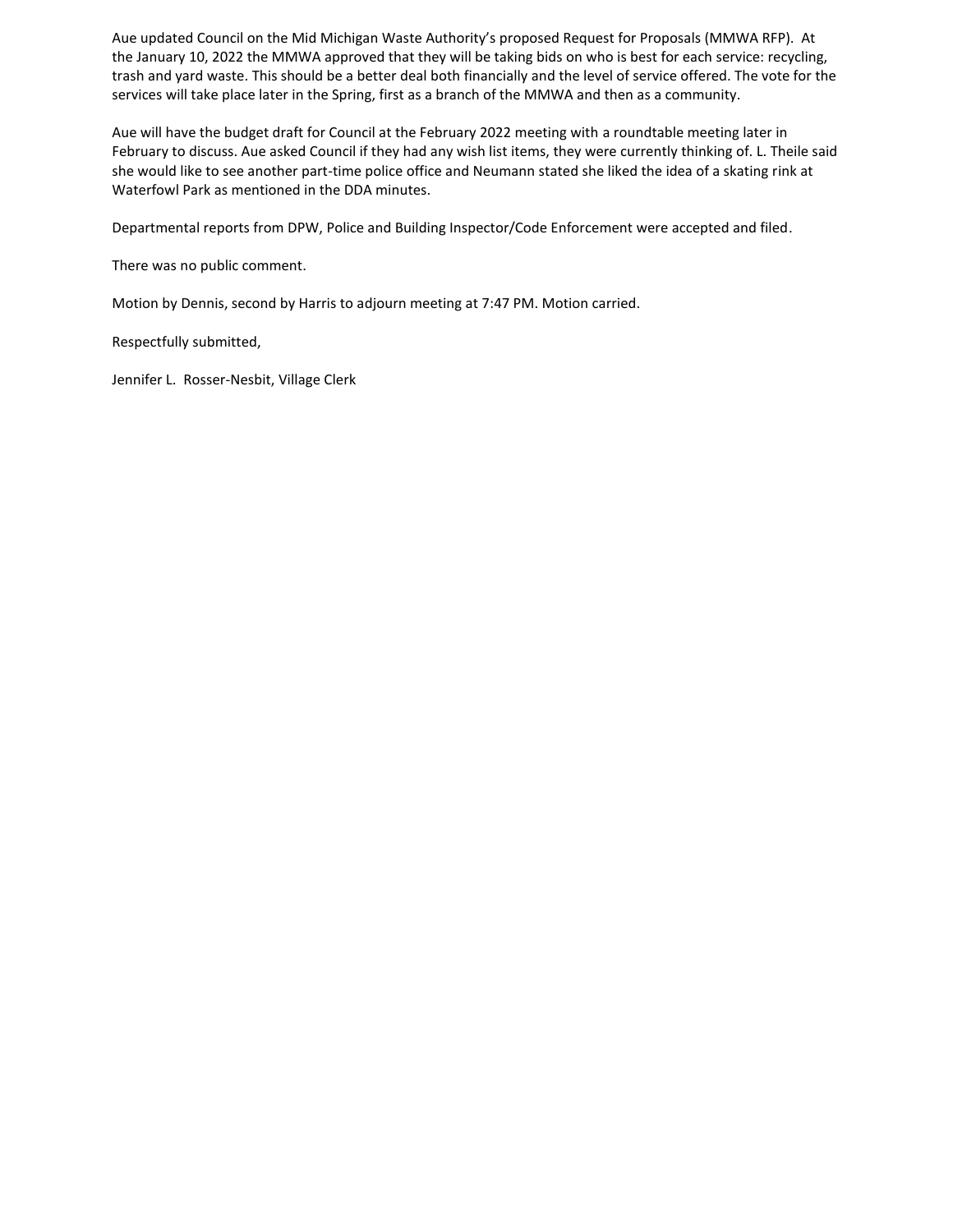Aue updated Council on the Mid Michigan Waste Authority's proposed Request for Proposals (MMWA RFP). At the January 10, 2022 the MMWA approved that they will be taking bids on who is best for each service: recycling, trash and yard waste. This should be a better deal both financially and the level of service offered. The vote for the services will take place later in the Spring, first as a branch of the MMWA and then as a community.

Aue will have the budget draft for Council at the February 2022 meeting with a roundtable meeting later in February to discuss. Aue asked Council if they had any wish list items, they were currently thinking of. L. Theile said she would like to see another part-time police office and Neumann stated she liked the idea of a skating rink at Waterfowl Park as mentioned in the DDA minutes.

Departmental reports from DPW, Police and Building Inspector/Code Enforcement were accepted and filed.

There was no public comment.

Motion by Dennis, second by Harris to adjourn meeting at 7:47 PM. Motion carried.

Respectfully submitted,

Jennifer L. Rosser-Nesbit, Village Clerk